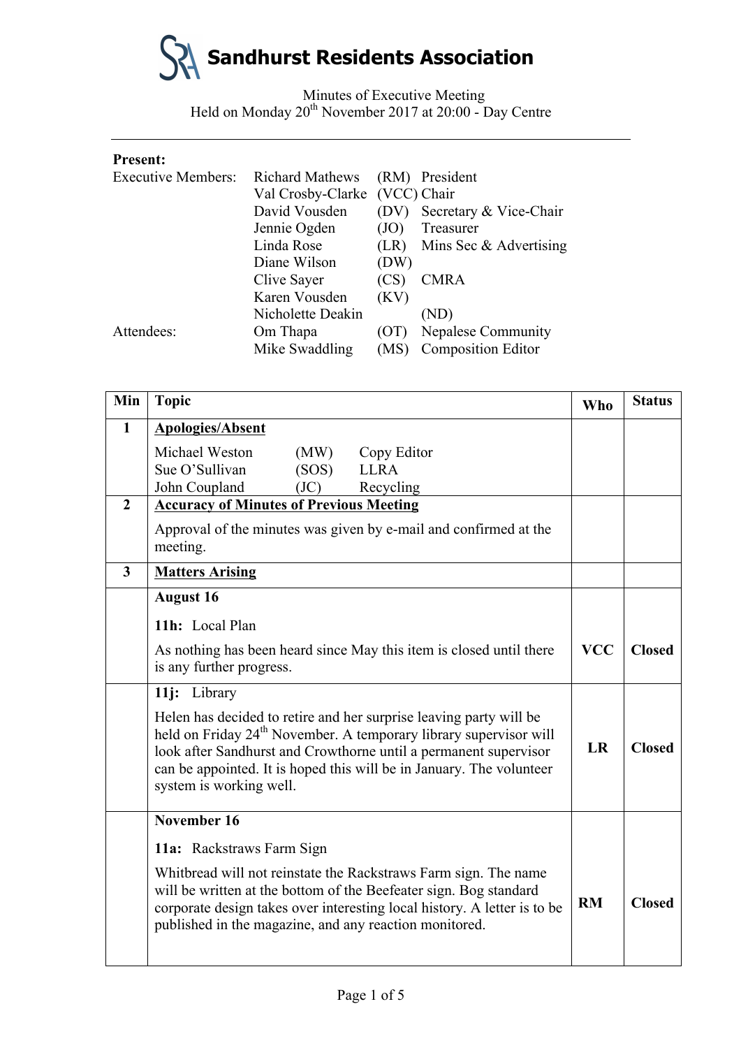# Sandhurst Residents Association

Minutes of Executive Meeting
Held on Monday 20th November 2017 at 20:00 - Day Centre

**Present:**

| | | | |
|---|---|---|---|
| Executive Members: | Richard Mathews | (RM) | President |
| | Val Crosby-Clarke | (VCC) | Chair |
| | David Vousden | (DV) | Secretary & Vice-Chair |
| | Jennie Ogden | (JO) | Treasurer |
| | Linda Rose | (LR) | Mins Sec & Advertising |
| | Diane Wilson | (DW) | |
| | Clive Sayer | (CS) | CMRA |
| | Karen Vousden | (KV) | |
| | Nicholette Deakin | (ND) | |
| Attendees: | Om Thapa | (OT) | Nepalese Community |
| | Mike Swaddling | (MS) | Composition Editor |

| Min | Topic | Who | Status |
|---|---|---|---|
| 1 | **Apologies/Absent**<br>Michael Weston (MW) Copy Editor<br>Sue O'Sullivan (SOS) LLRA<br>John Coupland (JC) Recycling | | |
| 2 | **Accuracy of Minutes of Previous Meeting**<br>Approval of the minutes was given by e-mail and confirmed at the meeting. | | |
| 3 | **Matters Arising** | | |
| | **August 16**<br>**11h:** Local Plan<br>As nothing has been heard since May this item is closed until there is any further progress. | **VCC** | **Closed** |
| | **11j:** Library<br>Helen has decided to retire and her surprise leaving party will be held on Friday 24th November. A temporary library supervisor will look after Sandhurst and Crowthorne until a permanent supervisor can be appointed. It is hoped this will be in January. The volunteer system is working well. | **LR** | **Closed** |
| | **November 16**<br>**11a:** Rackstraws Farm Sign<br>Whitbread will not reinstate the Rackstraws Farm sign. The name will be written at the bottom of the Beefeater sign. Bog standard corporate design takes over interesting local history. A letter is to be published in the magazine, and any reaction monitored. | **RM** | **Closed** |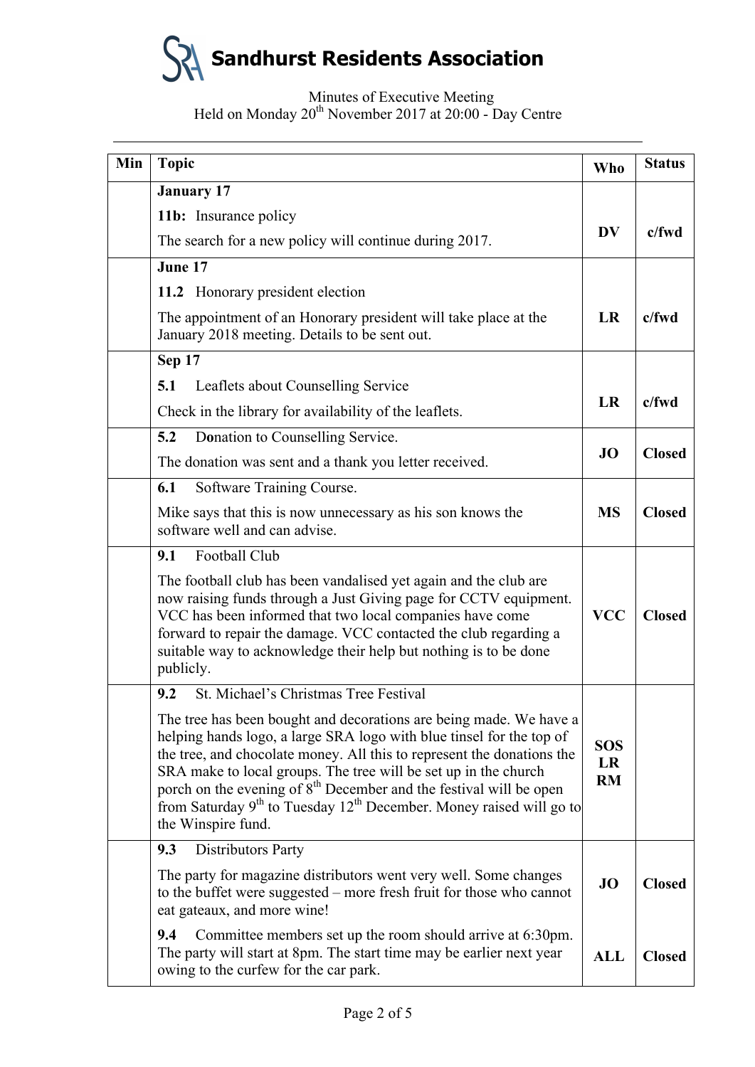# Sandhurst Residents Association

Minutes of Executive Meeting
Held on Monday 20th November 2017 at 20:00 - Day Centre

| Min | Topic | Who | Status |
|---|---|---|---|
| | **January 17**<br>**11b:** Insurance policy<br>The search for a new policy will continue during 2017. | **DV** | **c/fwd** |
| | **June 17**<br>**11.2** Honorary president election<br>The appointment of an Honorary president will take place at the January 2018 meeting. Details to be sent out. | **LR** | **c/fwd** |
| | **Sep 17**<br>**5.1** Leaflets about Counselling Service<br>Check in the library for availability of the leaflets. | **LR** | **c/fwd** |
| | **5.2** Donation to Counselling Service.<br>The donation was sent and a thank you letter received. | **JO** | **Closed** |
| | **6.1** Software Training Course.<br>Mike says that this is now unnecessary as his son knows the software well and can advise. | **MS** | **Closed** |
| | **9.1** Football Club<br>The football club has been vandalised yet again and the club are now raising funds through a Just Giving page for CCTV equipment. VCC has been informed that two local companies have come forward to repair the damage. VCC contacted the club regarding a suitable way to acknowledge their help but nothing is to be done publicly. | **VCC** | **Closed** |
| | **9.2** St. Michael's Christmas Tree Festival<br>The tree has been bought and decorations are being made. We have a helping hands logo, a large SRA logo with blue tinsel for the top of the tree, and chocolate money. All this to represent the donations the SRA make to local groups. The tree will be set up in the church porch on the evening of 8th December and the festival will be open from Saturday 9th to Tuesday 12th December. Money raised will go to the Winspire fund. | **SOS**<br>**LR**<br>**RM** | |
| | **9.3** Distributors Party<br>The party for magazine distributors went very well. Some changes to the buffet were suggested – more fresh fruit for those who cannot eat gateaux, and more wine! | **JO** | **Closed** |
| | **9.4** Committee members set up the room should arrive at 6:30pm. The party will start at 8pm. The start time may be earlier next year owing to the curfew for the car park. | **ALL** | **Closed** |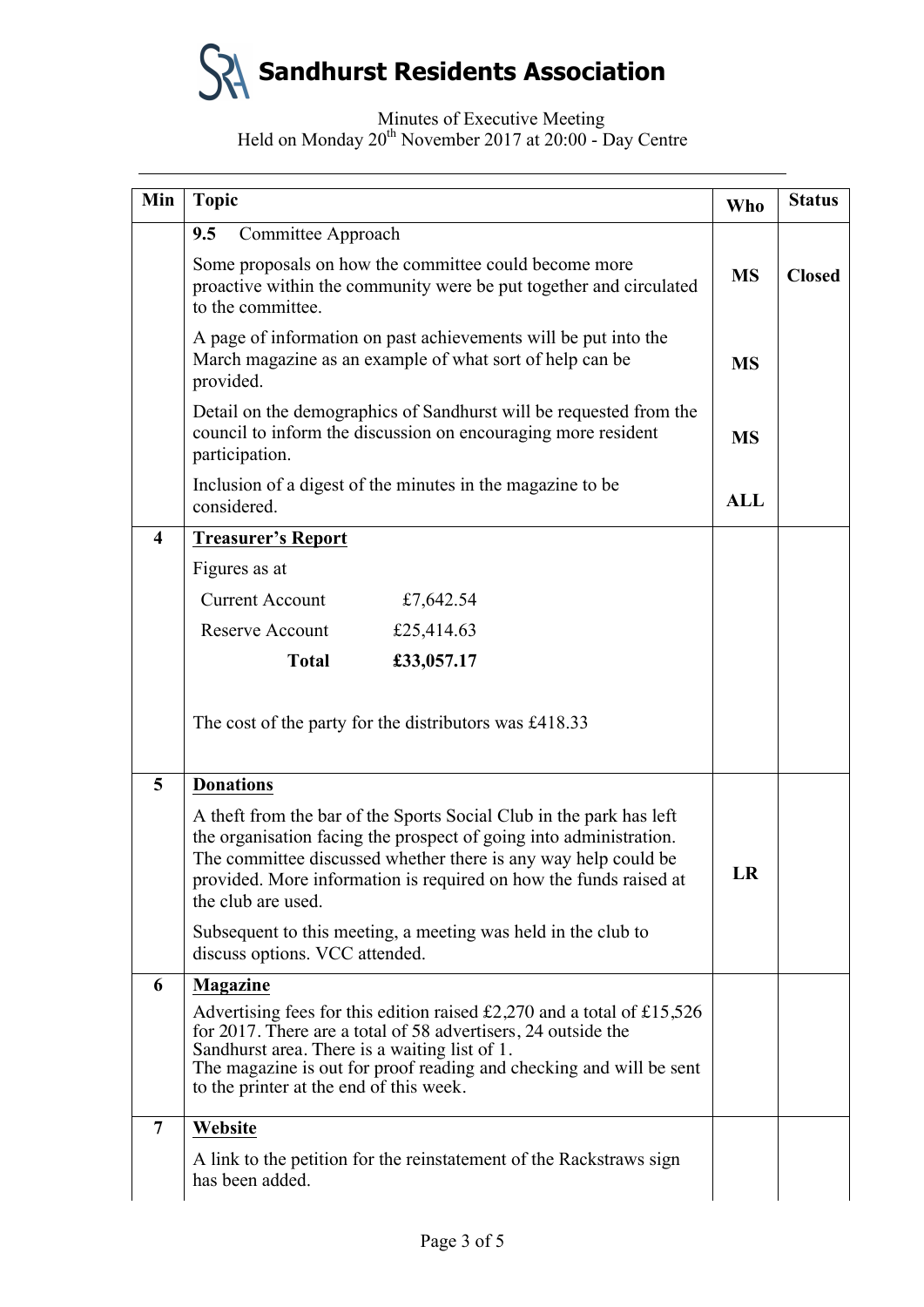# Sandhurst Residents Association

Minutes of Executive Meeting
Held on Monday 20th November 2017 at 20:00 - Day Centre

| Min | Topic | Who | Status |
|---|---|---|---|
| | **9.5** Committee Approach | | |
| | Some proposals on how the committee could become more proactive within the community were be put together and circulated to the committee. | **MS** | **Closed** |
| | A page of information on past achievements will be put into the March magazine as an example of what sort of help can be provided. | **MS** | |
| | Detail on the demographics of Sandhurst will be requested from the council to inform the discussion on encouraging more resident participation. | **MS** | |
| | Inclusion of a digest of the minutes in the magazine to be considered. | **ALL** | |
| **4** | **Treasurer's Report**<br>Figures as at<br>Current Account £7,642.54<br>Reserve Account £25,414.63<br>**Total** **£33,057.17**<br><br>The cost of the party for the distributors was £418.33 | | |
| **5** | **Donations**<br>A theft from the bar of the Sports Social Club in the park has left the organisation facing the prospect of going into administration. The committee discussed whether there is any way help could be provided. More information is required on how the funds raised at the club are used.<br><br>Subsequent to this meeting, a meeting was held in the club to discuss options. VCC attended. | **LR** | |
| **6** | **Magazine**<br>Advertising fees for this edition raised £2,270 and a total of £15,526 for 2017. There are a total of 58 advertisers, 24 outside the Sandhurst area. There is a waiting list of 1.<br>The magazine is out for proof reading and checking and will be sent to the printer at the end of this week. | | |
| **7** | **Website**<br>A link to the petition for the reinstatement of the Rackstraws sign has been added. | | |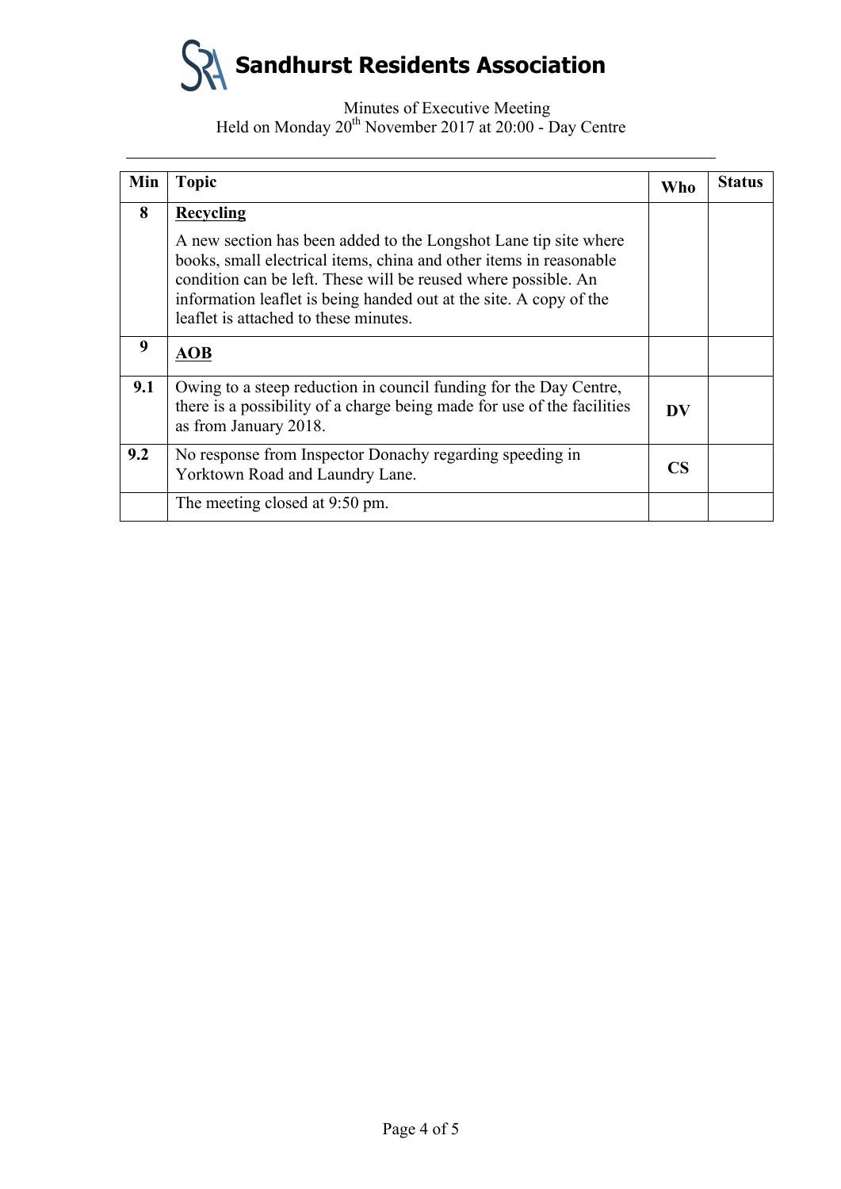# Sandhurst Residents Association

Minutes of Executive Meeting
Held on Monday 20th November 2017 at 20:00 - Day Centre

| Min | Topic | Who | Status |
|---|---|---|---|
| **8** | **Recycling**<br><br>A new section has been added to the Longshot Lane tip site where books, small electrical items, china and other items in reasonable condition can be left. These will be reused where possible. An information leaflet is being handed out at the site. A copy of the leaflet is attached to these minutes. | | |
| **9** | **AOB** | | |
| **9.1** | Owing to a steep reduction in council funding for the Day Centre, there is a possibility of a charge being made for use of the facilities as from January 2018. | **DV** | |
| **9.2** | No response from Inspector Donachy regarding speeding in Yorktown Road and Laundry Lane. | **CS** | |
| | The meeting closed at 9:50 pm. | | |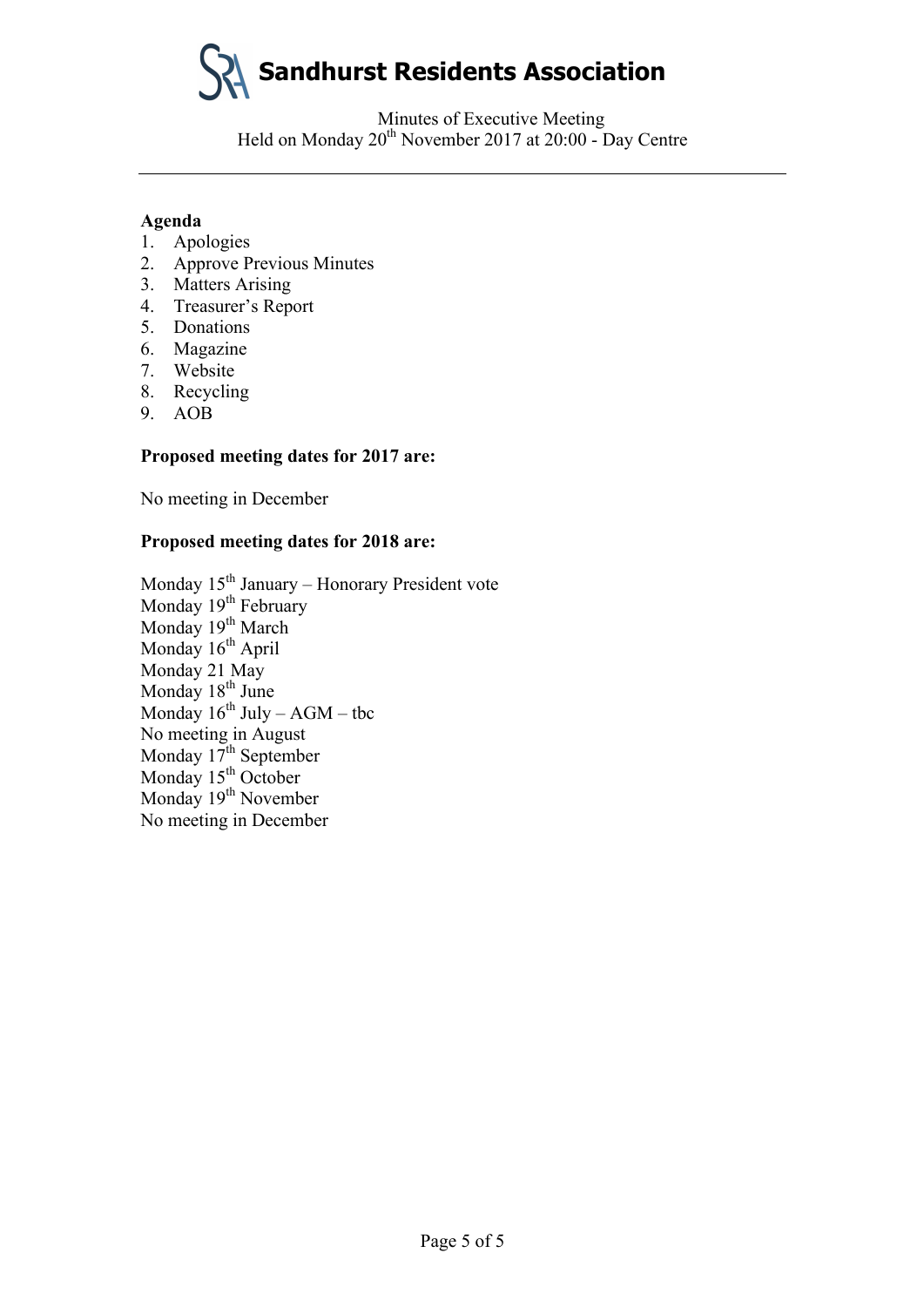# Sandhurst Residents Association

Minutes of Executive Meeting
Held on Monday 20th November 2017 at 20:00 - Day Centre

---

**Agenda**

1. Apologies
2. Approve Previous Minutes
3. Matters Arising
4. Treasurer's Report
5. Donations
6. Magazine
7. Website
8. Recycling
9. AOB

**Proposed meeting dates for 2017 are:**

No meeting in December

**Proposed meeting dates for 2018 are:**

Monday 15th January – Honorary President vote
Monday 19th February
Monday 19th March
Monday 16th April
Monday 21 May
Monday 18th June
Monday 16th July – AGM – tbc
No meeting in August
Monday 17th September
Monday 15th October
Monday 19th November
No meeting in December